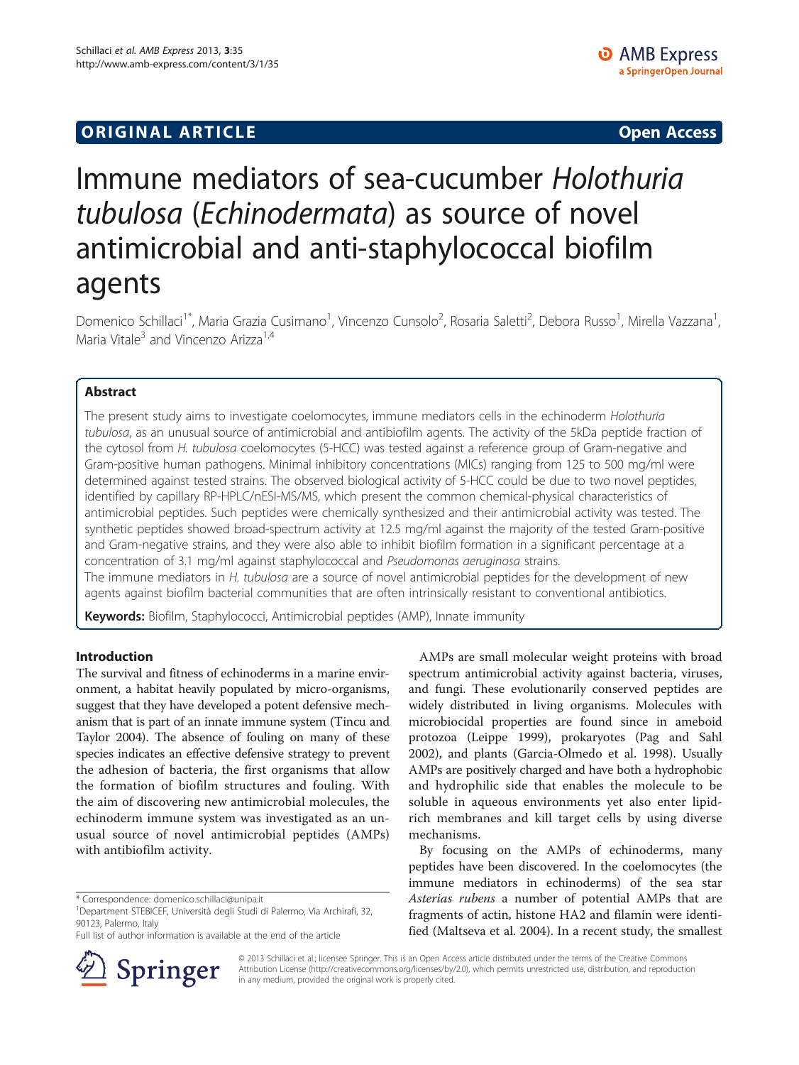ORIGINAL ARTICLE

Open Access

# Immune mediators of sea-cucumber *Holothuria tubulosa* (*Echinodermata*) as source of novel antimicrobial and anti-staphylococcal biofilm agents

Domenico Schillaci[1*], Maria Grazia Cusimano[1], Vincenzo Cunsolo[2], Rosaria Saletti[2], Debora Russo[1], Mirella Vazzana[1], Maria Vitale[3] and Vincenzo Arizza[1,4]

## Abstract

The present study aims to investigate coelomocytes, immune mediators cells in the echinoderm *Holothuria tubulosa*, as an unusual source of antimicrobial and antibiofilm agents. The activity of the 5kDa peptide fraction of the cytosol from *H. tubulosa* coelomocytes (5-HCC) was tested against a reference group of Gram-negative and Gram-positive human pathogens. Minimal inhibitory concentrations (MICs) ranging from 125 to 500 mg/ml were determined against tested strains. The observed biological activity of 5-HCC could be due to two novel peptides, identified by capillary RP-HPLC/nESI-MS/MS, which present the common chemical-physical characteristics of antimicrobial peptides. Such peptides were chemically synthesized and their antimicrobial activity was tested. The synthetic peptides showed broad-spectrum activity at 12.5 mg/ml against the majority of the tested Gram-positive and Gram-negative strains, and they were also able to inhibit biofilm formation in a significant percentage at a concentration of 3.1 mg/ml against staphylococcal and *Pseudomonas aeruginosa* strains.

The immune mediators in *H. tubulosa* are a source of novel antimicrobial peptides for the development of new agents against biofilm bacterial communities that are often intrinsically resistant to conventional antibiotics.

**Keywords:** Biofilm, Staphylococci, Antimicrobial peptides (AMP), Innate immunity

## Introduction

The survival and fitness of echinoderms in a marine environment, a habitat heavily populated by micro-organisms, suggest that they have developed a potent defensive mechanism that is part of an innate immune system (Tincu and Taylor 2004). The absence of fouling on many of these species indicates an effective defensive strategy to prevent the adhesion of bacteria, the first organisms that allow the formation of biofilm structures and fouling. With the aim of discovering new antimicrobial molecules, the echinoderm immune system was investigated as an unusual source of novel antimicrobial peptides (AMPs) with antibiofilm activity.

AMPs are small molecular weight proteins with broad spectrum antimicrobial activity against bacteria, viruses, and fungi. These evolutionarily conserved peptides are widely distributed in living organisms. Molecules with microbiocidal properties are found since in ameboid protozoa (Leippe 1999), prokaryotes (Pag and Sahl 2002), and plants (Garcia-Olmedo et al. 1998). Usually AMPs are positively charged and have both a hydrophobic and hydrophilic side that enables the molecule to be soluble in aqueous environments yet also enter lipid-rich membranes and kill target cells by using diverse mechanisms.

By focusing on the AMPs of echinoderms, many peptides have been discovered. In the coelomocytes (the immune mediators in echinoderms) of the sea star *Asterias rubens* a number of potential AMPs that are fragments of actin, histone HA2 and filamin were identified (Maltseva et al. 2004). In a recent study, the smallest

\* Correspondence: domenico.schillaci@unipa.it
[1]Department STEBICEF, Università degli Studi di Palermo, Via Archirafi, 32, 90123, Palermo, Italy
Full list of author information is available at the end of the article

© 2013 Schillaci et al.; licensee Springer. This is an Open Access article distributed under the terms of the Creative Commons Attribution License (http://creativecommons.org/licenses/by/2.0), which permits unrestricted use, distribution, and reproduction in any medium, provided the original work is properly cited.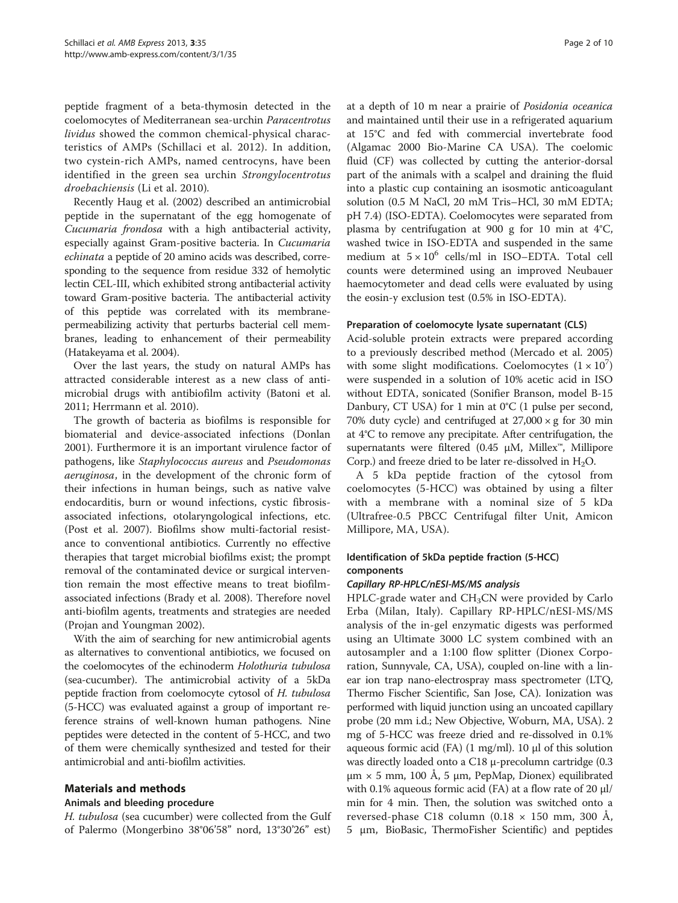peptide fragment of a beta-thymosin detected in the coelomocytes of Mediterranean sea-urchin *Paracentrotus lividus* showed the common chemical-physical characteristics of AMPs (Schillaci et al. 2012). In addition, two cystein-rich AMPs, named centrocyns, have been identified in the green sea urchin *Strongylocentrotus droebachiensis* (Li et al. 2010).

Recently Haug et al. (2002) described an antimicrobial peptide in the supernatant of the egg homogenate of *Cucumaria frondosa* with a high antibacterial activity, especially against Gram-positive bacteria. In *Cucumaria echinata* a peptide of 20 amino acids was described, corresponding to the sequence from residue 332 of hemolytic lectin CEL-III, which exhibited strong antibacterial activity toward Gram-positive bacteria. The antibacterial activity of this peptide was correlated with its membrane-permeabilizing activity that perturbs bacterial cell membranes, leading to enhancement of their permeability (Hatakeyama et al. 2004).

Over the last years, the study on natural AMPs has attracted considerable interest as a new class of antimicrobial drugs with antibiofilm activity (Batoni et al. 2011; Herrmann et al. 2010).

The growth of bacteria as biofilms is responsible for biomaterial and device-associated infections (Donlan 2001). Furthermore it is an important virulence factor of pathogens, like *Staphylococcus aureus* and *Pseudomonas aeruginosa*, in the development of the chronic form of their infections in human beings, such as native valve endocarditis, burn or wound infections, cystic fibrosis-associated infections, otolaryngological infections, etc. (Post et al. 2007). Biofilms show multi-factorial resistance to conventional antibiotics. Currently no effective therapies that target microbial biofilms exist; the prompt removal of the contaminated device or surgical intervention remain the most effective means to treat biofilm-associated infections (Brady et al. 2008). Therefore novel anti-biofilm agents, treatments and strategies are needed (Projan and Youngman 2002).

With the aim of searching for new antimicrobial agents as alternatives to conventional antibiotics, we focused on the coelomocytes of the echinoderm *Holothuria tubulosa* (sea-cucumber). The antimicrobial activity of a 5kDa peptide fraction from coelomocyte cytosol of *H. tubulosa* (5-HCC) was evaluated against a group of important reference strains of well-known human pathogens. Nine peptides were detected in the content of 5-HCC, and two of them were chemically synthesized and tested for their antimicrobial and anti-biofilm activities.

## Materials and methods

### Animals and bleeding procedure

*H. tubulosa* (sea cucumber) were collected from the Gulf of Palermo (Mongerbino 38°06′58″ nord, 13°30′26″ est) at a depth of 10 m near a prairie of *Posidonia oceanica* and maintained until their use in a refrigerated aquarium at 15°C and fed with commercial invertebrate food (Algamac 2000 Bio-Marine CA USA). The coelomic fluid (CF) was collected by cutting the anterior-dorsal part of the animals with a scalpel and draining the fluid into a plastic cup containing an isosmotic anticoagulant solution (0.5 M NaCl, 20 mM Tris–HCl, 30 mM EDTA; pH 7.4) (ISO-EDTA). Coelomocytes were separated from plasma by centrifugation at 900 g for 10 min at 4°C, washed twice in ISO-EDTA and suspended in the same medium at $5 \times 10^6$ cells/ml in ISO–EDTA. Total cell counts were determined using an improved Neubauer haemocytometer and dead cells were evaluated by using the eosin-y exclusion test (0.5% in ISO-EDTA).

### Preparation of coelomocyte lysate supernatant (CLS)

Acid-soluble protein extracts were prepared according to a previously described method (Mercado et al. 2005) with some slight modifications. Coelomocytes ($1 \times 10^7$) were suspended in a solution of 10% acetic acid in ISO without EDTA, sonicated (Sonifier Branson, model B-15 Danbury, CT USA) for 1 min at 0°C (1 pulse per second, 70% duty cycle) and centrifuged at $27{,}000 \times g$ for 30 min at 4°C to remove any precipitate. After centrifugation, the supernatants were filtered (0.45 μM, Millex™, Millipore Corp.) and freeze dried to be later re-dissolved in $H_2O$.

A 5 kDa peptide fraction of the cytosol from coelomocytes (5-HCC) was obtained by using a filter with a membrane with a nominal size of 5 kDa (Ultrafree-0.5 PBCC Centrifugal filter Unit, Amicon Millipore, MA, USA).

### Identification of 5kDa peptide fraction (5-HCC) components

#### Capillary RP-HPLC/nESI-MS/MS analysis

HPLC-grade water and $CH_3CN$ were provided by Carlo Erba (Milan, Italy). Capillary RP-HPLC/nESI-MS/MS analysis of the in-gel enzymatic digests was performed using an Ultimate 3000 LC system combined with an autosampler and a 1:100 flow splitter (Dionex Corporation, Sunnyvale, CA, USA), coupled on-line with a linear ion trap nano-electrospray mass spectrometer (LTQ, Thermo Fischer Scientific, San Jose, CA). Ionization was performed with liquid junction using an uncoated capillary probe (20 mm i.d.; New Objective, Woburn, MA, USA). 2 mg of 5-HCC was freeze dried and re-dissolved in 0.1% aqueous formic acid (FA) (1 mg/ml). 10 μl of this solution was directly loaded onto a C18 μ-precolumn cartridge (0.3 μm × 5 mm, 100 Å, 5 μm, PepMap, Dionex) equilibrated with 0.1% aqueous formic acid (FA) at a flow rate of 20 μl/min for 4 min. Then, the solution was switched onto a reversed-phase C18 column (0.18 × 150 mm, 300 Å, 5 μm, BioBasic, ThermoFisher Scientific) and peptides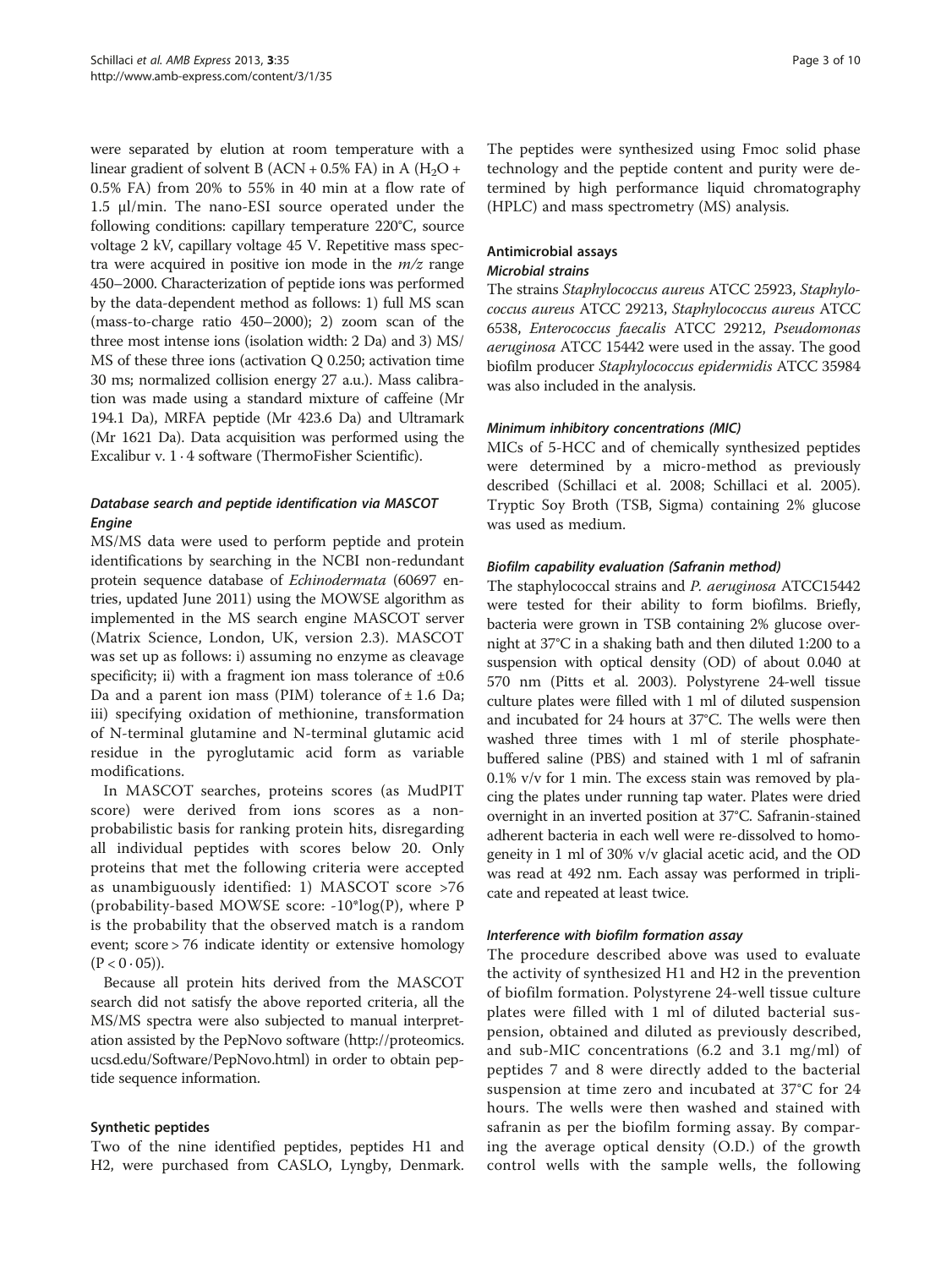were separated by elution at room temperature with a linear gradient of solvent B (ACN + 0.5% FA) in A ($H_2O$ + 0.5% FA) from 20% to 55% in 40 min at a flow rate of 1.5 μl/min. The nano-ESI source operated under the following conditions: capillary temperature 220°C, source voltage 2 kV, capillary voltage 45 V. Repetitive mass spectra were acquired in positive ion mode in the *m/z* range 450–2000. Characterization of peptide ions was performed by the data-dependent method as follows: 1) full MS scan (mass-to-charge ratio 450–2000); 2) zoom scan of the three most intense ions (isolation width: 2 Da) and 3) MS/MS of these three ions (activation Q 0.250; activation time 30 ms; normalized collision energy 27 a.u.). Mass calibration was made using a standard mixture of caffeine (Mr 194.1 Da), MRFA peptide (Mr 423.6 Da) and Ultramark (Mr 1621 Da). Data acquisition was performed using the Excalibur v. 1·4 software (ThermoFisher Scientific).

#### *Database search and peptide identification via MASCOT Engine*

MS/MS data were used to perform peptide and protein identifications by searching in the NCBI non-redundant protein sequence database of *Echinodermata* (60697 entries, updated June 2011) using the MOWSE algorithm as implemented in the MS search engine MASCOT server (Matrix Science, London, UK, version 2.3). MASCOT was set up as follows: i) assuming no enzyme as cleavage specificity; ii) with a fragment ion mass tolerance of ±0.6 Da and a parent ion mass (PIM) tolerance of ± 1.6 Da; iii) specifying oxidation of methionine, transformation of N-terminal glutamine and N-terminal glutamic acid residue in the pyroglutamic acid form as variable modifications.

In MASCOT searches, proteins scores (as MudPIT score) were derived from ions scores as a non-probabilistic basis for ranking protein hits, disregarding all individual peptides with scores below 20. Only proteins that met the following criteria were accepted as unambiguously identified: 1) MASCOT score >76 (probability-based MOWSE score: -10*log(P), where P is the probability that the observed match is a random event; score > 76 indicate identity or extensive homology ($P < 0 \cdot 05$)).

Because all protein hits derived from the MASCOT search did not satisfy the above reported criteria, all the MS/MS spectra were also subjected to manual interpretation assisted by the PepNovo software (http://proteomics.ucsd.edu/Software/PepNovo.html) in order to obtain peptide sequence information.

### Synthetic peptides

Two of the nine identified peptides, peptides H1 and H2, were purchased from CASLO, Lyngby, Denmark. The peptides were synthesized using Fmoc solid phase technology and the peptide content and purity were determined by high performance liquid chromatography (HPLC) and mass spectrometry (MS) analysis.

### Antimicrobial assays

#### *Microbial strains*

The strains *Staphylococcus aureus* ATCC 25923, *Staphylococcus aureus* ATCC 29213, *Staphylococcus aureus* ATCC 6538, *Enterococcus faecalis* ATCC 29212, *Pseudomonas aeruginosa* ATCC 15442 were used in the assay. The good biofilm producer *Staphylococcus epidermidis* ATCC 35984 was also included in the analysis.

#### *Minimum inhibitory concentrations (MIC)*

MICs of 5-HCC and of chemically synthesized peptides were determined by a micro-method as previously described (Schillaci et al. 2008; Schillaci et al. 2005). Tryptic Soy Broth (TSB, Sigma) containing 2% glucose was used as medium.

#### *Biofilm capability evaluation (Safranin method)*

The staphylococcal strains and *P. aeruginosa* ATCC15442 were tested for their ability to form biofilms. Briefly, bacteria were grown in TSB containing 2% glucose overnight at 37°C in a shaking bath and then diluted 1:200 to a suspension with optical density (OD) of about 0.040 at 570 nm (Pitts et al. 2003). Polystyrene 24-well tissue culture plates were filled with 1 ml of diluted suspension and incubated for 24 hours at 37°C. The wells were then washed three times with 1 ml of sterile phosphate-buffered saline (PBS) and stained with 1 ml of safranin 0.1% v/v for 1 min. The excess stain was removed by placing the plates under running tap water. Plates were dried overnight in an inverted position at 37°C. Safranin-stained adherent bacteria in each well were re-dissolved to homogeneity in 1 ml of 30% v/v glacial acetic acid, and the OD was read at 492 nm. Each assay was performed in triplicate and repeated at least twice.

#### *Interference with biofilm formation assay*

The procedure described above was used to evaluate the activity of synthesized H1 and H2 in the prevention of biofilm formation. Polystyrene 24-well tissue culture plates were filled with 1 ml of diluted bacterial suspension, obtained and diluted as previously described, and sub-MIC concentrations (6.2 and 3.1 mg/ml) of peptides 7 and 8 were directly added to the bacterial suspension at time zero and incubated at 37°C for 24 hours. The wells were then washed and stained with safranin as per the biofilm forming assay. By comparing the average optical density (O.D.) of the growth control wells with the sample wells, the following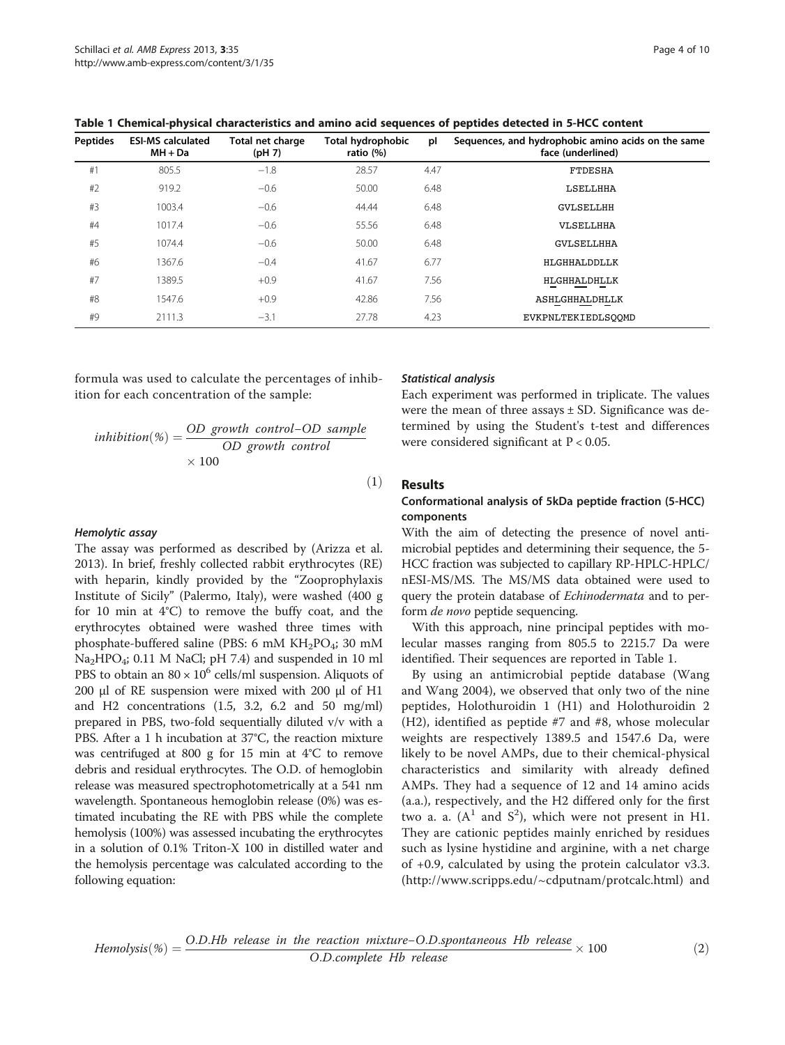**Table 1 Chemical-physical characteristics and amino acid sequences of peptides detected in 5-HCC content**

| Peptides | ESI-MS calculated MH + Da | Total net charge (pH 7) | Total hydrophobic ratio (%) | pI | Sequences, and hydrophobic amino acids on the same face (underlined) |
|---|---|---|---|---|---|
| #1 | 805.5 | −1.8 | 28.57 | 4.47 | FTDESHA |
| #2 | 919.2 | −0.6 | 50.00 | 6.48 | LSELLHHA |
| #3 | 1003.4 | −0.6 | 44.44 | 6.48 | GVLSELLHH |
| #4 | 1017.4 | −0.6 | 55.56 | 6.48 | VLSELLHHA |
| #5 | 1074.4 | −0.6 | 50.00 | 6.48 | GVLSELLHHA |
| #6 | 1367.6 | −0.4 | 41.67 | 6.77 | HLGHHALDDLLK |
| #7 | 1389.5 | +0.9 | 41.67 | 7.56 | HLGHHALDHLLK |
| #8 | 1547.6 | +0.9 | 42.86 | 7.56 | ASHLGHHALDHLLK |
| #9 | 2111.3 | −3.1 | 27.78 | 4.23 | EVKPNLTEKIEDLSQQMD |

formula was used to calculate the percentages of inhibition for each concentration of the sample:

$$inhibition(\%) = \frac{OD\ growth\ control - OD\ sample}{OD\ growth\ control} \times 100 \tag{1}$$

#### Hemolytic assay

The assay was performed as described by (Arizza et al. 2013). In brief, freshly collected rabbit erythrocytes (RE) with heparin, kindly provided by the "Zooprophylaxis Institute of Sicily" (Palermo, Italy), were washed (400 g for 10 min at 4°C) to remove the buffy coat, and the erythrocytes obtained were washed three times with phosphate-buffered saline (PBS: 6 mM $KH_2PO_4$; 30 mM $Na_2HPO_4$; 0.11 M NaCl; pH 7.4) and suspended in 10 ml PBS to obtain an $80 \times 10^6$ cells/ml suspension. Aliquots of 200 μl of RE suspension were mixed with 200 μl of H1 and H2 concentrations (1.5, 3.2, 6.2 and 50 mg/ml) prepared in PBS, two-fold sequentially diluted v/v with a PBS. After a 1 h incubation at 37°C, the reaction mixture was centrifuged at 800 g for 15 min at 4°C to remove debris and residual erythrocytes. The O.D. of hemoglobin release was measured spectrophotometrically at a 541 nm wavelength. Spontaneous hemoglobin release (0%) was estimated incubating the RE with PBS while the complete hemolysis (100%) was assessed incubating the erythrocytes in a solution of 0.1% Triton-X 100 in distilled water and the hemolysis percentage was calculated according to the following equation:

$$Hemolysis(\%) = \frac{O.D.Hb\ release\ in\ the\ reaction\ mixture - O.D.spontaneous\ Hb\ release}{O.D.complete\ Hb\ release} \times 100 \tag{2}$$

#### Statistical analysis

Each experiment was performed in triplicate. The values were the mean of three assays ± SD. Significance was determined by using the Student's t-test and differences were considered significant at $P < 0.05$.

## Results

### Conformational analysis of 5kDa peptide fraction (5-HCC) components

With the aim of detecting the presence of novel antimicrobial peptides and determining their sequence, the 5-HCC fraction was subjected to capillary RP-HPLC-HPLC/nESI-MS/MS. The MS/MS data obtained were used to query the protein database of *Echinodermata* and to perform *de novo* peptide sequencing.

With this approach, nine principal peptides with molecular masses ranging from 805.5 to 2215.7 Da were identified. Their sequences are reported in Table 1.

By using an antimicrobial peptide database (Wang and Wang 2004), we observed that only two of the nine peptides, Holothuroidin 1 (H1) and Holothuroidin 2 (H2), identified as peptide #7 and #8, whose molecular weights are respectively 1389.5 and 1547.6 Da, were likely to be novel AMPs, due to their chemical-physical characteristics and similarity with already defined AMPs. They had a sequence of 12 and 14 amino acids (a.a.), respectively, and the H2 differed only for the first two a. a. ($A^1$ and $S^2$), which were not present in H1. They are cationic peptides mainly enriched by residues such as lysine hystidine and arginine, with a net charge of +0.9, calculated by using the protein calculator v3.3. (http://www.scripps.edu/~cdputnam/protcalc.html) and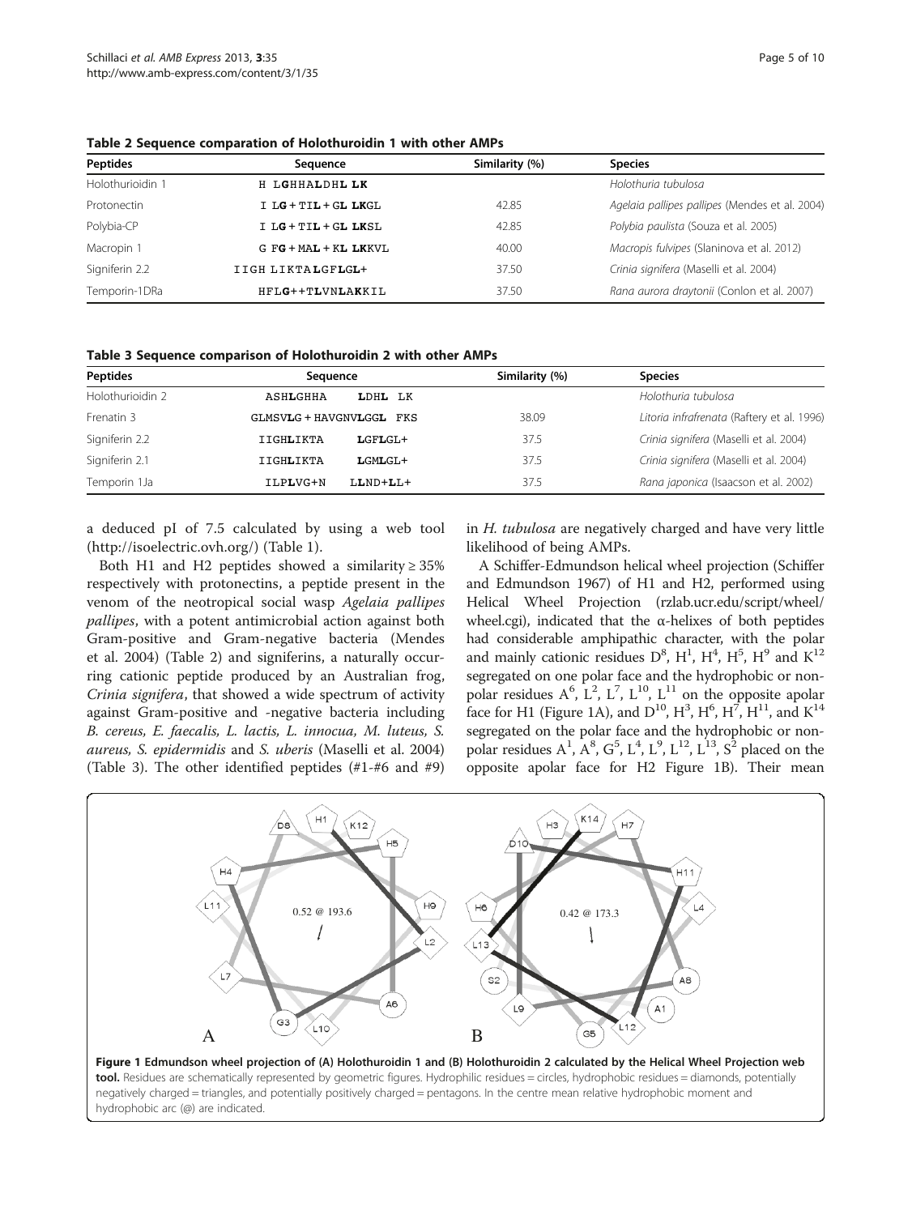**Table 2 Sequence comparation of Holothuroidin 1 with other AMPs**

| Peptides | Sequence | Similarity (%) | Species |
|---|---|---|---|
| Holothurioidin 1 | H **LG**HHA**L**DH**L LK** | | *Holothuria tubulosa* |
| Protonectin | I **LG** + TI**L** + GL **LK**GL | 42.85 | *Agelaia pallipes pallipes* (Mendes et al. 2004) |
| Polybia-CP | I **LG** + TI**L** + GL **LK**SL | 42.85 | *Polybia paulista* (Souza et al. 2005) |
| Macropin 1 | G F**G** + MA**L** + KL **LK**KVL | 40.00 | *Macropis fulvipes* (Slaninova et al. 2012) |
| Signiferin 2.2 | IIGH LIKTA**L**GF**L**GL+ | 37.50 | *Crinia signifera* (Maselli et al. 2004) |
| Temporin-1DRa | HFL**G**++T**L**VN**L**A**K**KIL | 37.50 | *Rana aurora draytonii* (Conlon et al. 2007) |

**Table 3 Sequence comparison of Holothurioidin 2 with other AMPs**

| Peptides | Sequence | Similarity (%) | Species |
|---|---|---|---|
| Holothurioidin 2 | ASH**L**GHHA **L**DHL LK | | *Holothuria tubulosa* |
| Frenatin 3 | GLMSV**L**G + HAVGNV**L**GGL FKS | 38.09 | *Litoria infrafrenata* (Raftery et al. 1996) |
| Signiferin 2.2 | IIGH**L**IKTA **L**GF**L**GL+ | 37.5 | *Crinia signifera* (Maselli et al. 2004) |
| Signiferin 2.1 | IIGH**L**IKTA **L**GM**L**GL+ | 37.5 | *Crinia signifera* (Maselli et al. 2004) |
| Temporin 1Ja | IL**P**LVG+N **L**LND+**LL**+ | 37.5 | *Rana japonica* (Isaacson et al. 2002) |

a deduced pI of 7.5 calculated by using a web tool (http://isoelectric.ovh.org/) (Table 1).

Both H1 and H2 peptides showed a similarity ≥ 35% respectively with protonectins, a peptide present in the venom of the neotropical social wasp *Agelaia pallipes pallipes*, with a potent antimicrobial action against both Gram-positive and Gram-negative bacteria (Mendes et al. 2004) (Table 2) and signiferins, a naturally occurring cationic peptide produced by an Australian frog, *Crinia signifera*, that showed a wide spectrum of activity against Gram-positive and -negative bacteria including *B. cereus, E. faecalis, L. lactis, L. innocua, M. luteus, S. aureus, S. epidermidis* and *S. uberis* (Maselli et al. 2004) (Table 3). The other identified peptides (#1-#6 and #9) in *H. tubulosa* are negatively charged and have very little likelihood of being AMPs.

A Schiffer-Edmundson helical wheel projection (Schiffer and Edmundson 1967) of H1 and H2, performed using Helical Wheel Projection (rzlab.ucr.edu/script/wheel/wheel.cgi), indicated that the α-helixes of both peptides had considerable amphipathic character, with the polar and mainly cationic residues $D^8$, $H^1$, $H^4$, $H^5$, $H^9$ and $K^{12}$ segregated on one polar face and the hydrophobic or non-polar residues $A^6$, $L^2$, $L^7$, $L^{10}$, $L^{11}$ on the opposite apolar face for H1 (Figure 1A), and $D^{10}$, $H^3$, $H^6$, $H^7$, $H^{11}$, and $K^{14}$ segregated on the polar face and the hydrophobic or non-polar residues $A^1$, $A^8$, $G^5$, $L^4$, $L^9$, $L^{12}$, $L^{13}$, $S^2$ placed on the opposite apolar face for H2 Figure 1B). Their mean

**Figure 1 Edmundson wheel projection of (A) Holothuroidin 1 and (B) Holothuroidin 2 calculated by the Helical Wheel Projection web tool.** Residues are schematically represented by geometric figures. Hydrophilic residues = circles, hydrophobic residues = diamonds, potentially negatively charged = triangles, and potentially positively charged = pentagons. In the centre mean relative hydrophobic moment and hydrophobic arc (@) are indicated.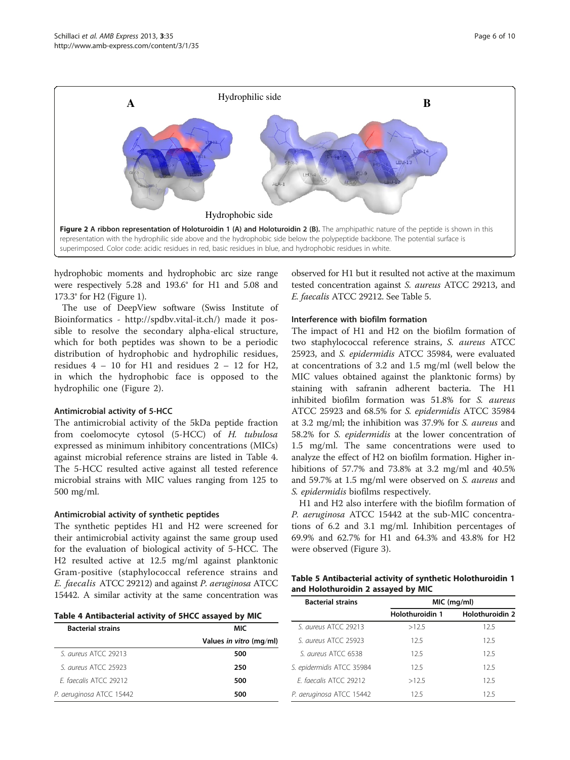Figure 2 A ribbon representation of Holoturoidin 1 (A) and Holoturoidin 2 (B). The amphipathic nature of the peptide is shown in this representation with the hydrophilic side above and the hydrophobic side below the polypeptide backbone. The potential surface is superimposed. Color code: acidic residues in red, basic residues in blue, and hydrophobic residues in white.

hydrophobic moments and hydrophobic arc size range were respectively 5.28 and 193.6° for H1 and 5.08 and 173.3° for H2 (Figure 1).

The use of DeepView software (Swiss Institute of Bioinformatics - http://spdbv.vital-it.ch/) made it possible to resolve the secondary alpha-elical structure, which for both peptides was shown to be a periodic distribution of hydrophobic and hydrophilic residues, residues 4 – 10 for H1 and residues 2 – 12 for H2, in which the hydrophobic face is opposed to the hydrophilic one (Figure 2).

### Antimicrobial activity of 5-HCC

The antimicrobial activity of the 5kDa peptide fraction from coelomocyte cytosol (5-HCC) of *H. tubulosa* expressed as minimum inhibitory concentrations (MICs) against microbial reference strains are listed in Table 4. The 5-HCC resulted active against all tested reference microbial strains with MIC values ranging from 125 to 500 mg/ml.

### Antimicrobial activity of synthetic peptides

The synthetic peptides H1 and H2 were screened for their antimicrobial activity against the same group used for the evaluation of biological activity of 5-HCC. The H2 resulted active at 12.5 mg/ml against planktonic Gram-positive (staphylococcal reference strains and *E. faecalis* ATCC 29212) and against *P. aeruginosa* ATCC 15442. A similar activity at the same concentration was observed for H1 but it resulted not active at the maximum tested concentration against *S. aureus* ATCC 29213, and *E. faecalis* ATCC 29212. See Table 5.

**Table 4 Antibacterial activity of 5HCC assayed by MIC**

| Bacterial strains | MIC Values *in vitro* (mg/ml) |
|---|---|
| *S. aureus* ATCC 29213 | **500** |
| *S. aureus* ATCC 25923 | **250** |
| *E. faecalis* ATCC 29212 | **500** |
| *P. aeruginosa* ATCC 15442 | **500** |

### Interference with biofilm formation

The impact of H1 and H2 on the biofilm formation of two staphylococcal reference strains, *S. aureus* ATCC 25923, and *S. epidermidis* ATCC 35984, were evaluated at concentrations of 3.2 and 1.5 mg/ml (well below the MIC values obtained against the planktonic forms) by staining with safranin adherent bacteria. The H1 inhibited biofilm formation was 51.8% for *S. aureus* ATCC 25923 and 68.5% for *S. epidermidis* ATCC 35984 at 3.2 mg/ml; the inhibition was 37.9% for *S. aureus* and 58.2% for *S. epidermidis* at the lower concentration of 1.5 mg/ml. The same concentrations were used to analyze the effect of H2 on biofilm formation. Higher inhibitions of 57.7% and 73.8% at 3.2 mg/ml and 40.5% and 59.7% at 1.5 mg/ml were observed on *S. aureus* and *S. epidermidis* biofilms respectively.

H1 and H2 also interfere with the biofilm formation of *P. aeruginosa* ATCC 15442 at the sub-MIC concentrations of 6.2 and 3.1 mg/ml. Inhibition percentages of 69.9% and 62.7% for H1 and 64.3% and 43.8% for H2 were observed (Figure 3).

**Table 5 Antibacterial activity of synthetic Holothuroidin 1 and Holothuroidin 2 assayed by MIC**

| Bacterial strains | MIC (mg/ml) | |
|---|---|---|
| | Holothuroidin 1 | Holothuroidin 2 |
| *S. aureus* ATCC 29213 | >12.5 | 12.5 |
| *S. aureus* ATCC 25923 | 12.5 | 12.5 |
| *S. aureus* ATCC 6538 | 12.5 | 12.5 |
| *S. epidermidis* ATCC 35984 | 12.5 | 12.5 |
| *E. faecalis* ATCC 29212 | >12.5 | 12.5 |
| *P. aeruginosa* ATCC 15442 | 12.5 | 12.5 |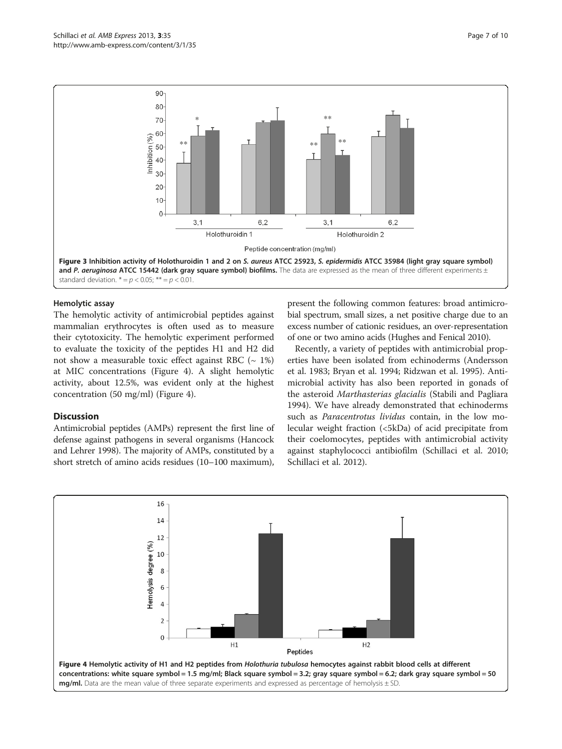Figure 3 Inhibition activity of Holothuroidin 1 and 2 on *S. aureus* ATCC 25923, *S. epidermidis* ATCC 35984 (light gray square symbol) and *P. aeruginosa* ATCC 15442 (dark gray square symbol) biofilms. The data are expressed as the mean of three different experiments ± standard deviation. * = $p < 0.05$; ** = $p < 0.01$.

### Hemolytic assay

The hemolytic activity of antimicrobial peptides against mammalian erythrocytes is often used as to measure their cytotoxicity. The hemolytic experiment performed to evaluate the toxicity of the peptides H1 and H2 did not show a measurable toxic effect against RBC (~ 1%) at MIC concentrations (Figure 4). A slight hemolytic activity, about 12.5%, was evident only at the highest concentration (50 mg/ml) (Figure 4).

## Discussion

Antimicrobial peptides (AMPs) represent the first line of defense against pathogens in several organisms (Hancock and Lehrer 1998). The majority of AMPs, constituted by a short stretch of amino acids residues (10–100 maximum), present the following common features: broad antimicrobial spectrum, small sizes, a net positive charge due to an excess number of cationic residues, an over-representation of one or two amino acids (Hughes and Fenical 2010).

Recently, a variety of peptides with antimicrobial properties have been isolated from echinoderms (Andersson et al. 1983; Bryan et al. 1994; Ridzwan et al. 1995). Antimicrobial activity has also been reported in gonads of the asteroid *Marthasterias glacialis* (Stabili and Pagliara 1994). We have already demonstrated that echinoderms such as *Paracentrotus lividus* contain, in the low molecular weight fraction (<5kDa) of acid precipitate from their coelomocytes, peptides with antimicrobial activity against staphylococci antibiofilm (Schillaci et al. 2010; Schillaci et al. 2012).

Figure 4 Hemolytic activity of H1 and H2 peptides from *Holothuria tubulosa* hemocytes against rabbit blood cells at different concentrations: white square symbol = 1.5 mg/ml; Black square symbol = 3.2; gray square symbol = 6.2; dark gray square symbol = 50 mg/ml. Data are the mean value of three separate experiments and expressed as percentage of hemolysis ± SD.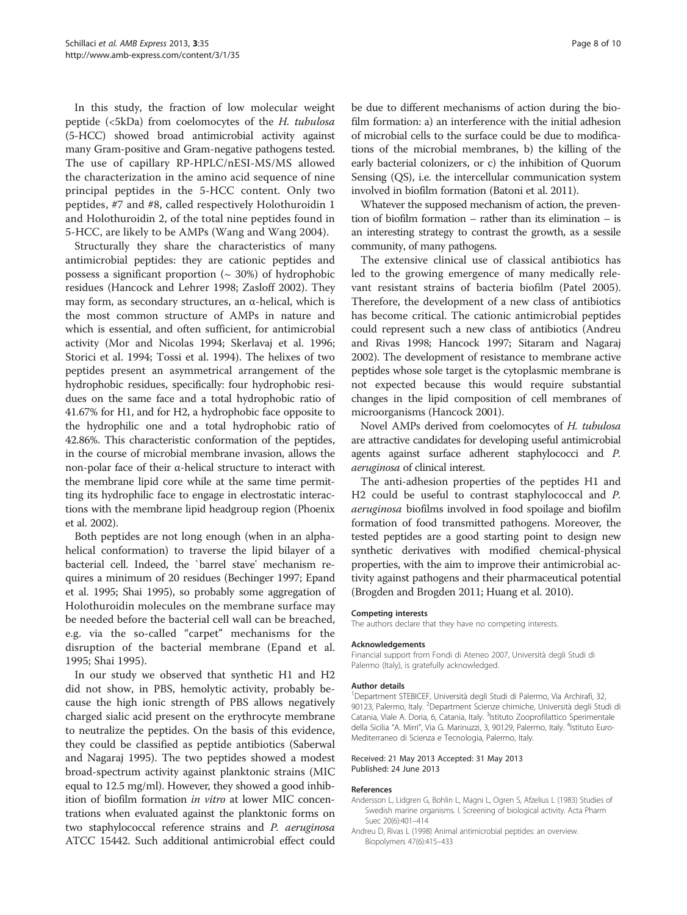In this study, the fraction of low molecular weight peptide (<5kDa) from coelomocytes of the *H. tubulosa* (5-HCC) showed broad antimicrobial activity against many Gram-positive and Gram-negative pathogens tested. The use of capillary RP-HPLC/nESI-MS/MS allowed the characterization in the amino acid sequence of nine principal peptides in the 5-HCC content. Only two peptides, #7 and #8, called respectively Holothuroidin 1 and Holothuroidin 2, of the total nine peptides found in 5-HCC, are likely to be AMPs (Wang and Wang 2004).

Structurally they share the characteristics of many antimicrobial peptides: they are cationic peptides and possess a significant proportion (~ 30%) of hydrophobic residues (Hancock and Lehrer 1998; Zasloff 2002). They may form, as secondary structures, an α-helical, which is the most common structure of AMPs in nature and which is essential, and often sufficient, for antimicrobial activity (Mor and Nicolas 1994; Skerlavaj et al. 1996; Storici et al. 1994; Tossi et al. 1994). The helixes of two peptides present an asymmetrical arrangement of the hydrophobic residues, specifically: four hydrophobic residues on the same face and a total hydrophobic ratio of 41.67% for H1, and for H2, a hydrophobic face opposite to the hydrophilic one and a total hydrophobic ratio of 42.86%. This characteristic conformation of the peptides, in the course of microbial membrane invasion, allows the non-polar face of their α-helical structure to interact with the membrane lipid core while at the same time permitting its hydrophilic face to engage in electrostatic interactions with the membrane lipid headgroup region (Phoenix et al. 2002).

Both peptides are not long enough (when in an alpha-helical conformation) to traverse the lipid bilayer of a bacterial cell. Indeed, the `barrel stave' mechanism requires a minimum of 20 residues (Bechinger 1997; Epand et al. 1995; Shai 1995), so probably some aggregation of Holothuroidin molecules on the membrane surface may be needed before the bacterial cell wall can be breached, e.g. via the so-called "carpet" mechanisms for the disruption of the bacterial membrane (Epand et al. 1995; Shai 1995).

In our study we observed that synthetic H1 and H2 did not show, in PBS, hemolytic activity, probably because the high ionic strength of PBS allows negatively charged sialic acid present on the erythrocyte membrane to neutralize the peptides. On the basis of this evidence, they could be classified as peptide antibiotics (Saberwal and Nagaraj 1995). The two peptides showed a modest broad-spectrum activity against planktonic strains (MIC equal to 12.5 mg/ml). However, they showed a good inhibition of biofilm formation *in vitro* at lower MIC concentrations when evaluated against the planktonic forms on two staphylococcal reference strains and *P. aeruginosa* ATCC 15442. Such additional antimicrobial effect could be due to different mechanisms of action during the biofilm formation: a) an interference with the initial adhesion of microbial cells to the surface could be due to modifications of the microbial membranes, b) the killing of the early bacterial colonizers, or c) the inhibition of Quorum Sensing (QS), i.e. the intercellular communication system involved in biofilm formation (Batoni et al. 2011).

Whatever the supposed mechanism of action, the prevention of biofilm formation – rather than its elimination – is an interesting strategy to contrast the growth, as a sessile community, of many pathogens.

The extensive clinical use of classical antibiotics has led to the growing emergence of many medically relevant resistant strains of bacteria biofilm (Patel 2005). Therefore, the development of a new class of antibiotics has become critical. The cationic antimicrobial peptides could represent such a new class of antibiotics (Andreu and Rivas 1998; Hancock 1997; Sitaram and Nagaraj 2002). The development of resistance to membrane active peptides whose sole target is the cytoplasmic membrane is not expected because this would require substantial changes in the lipid composition of cell membranes of microorganisms (Hancock 2001).

Novel AMPs derived from coelomocytes of *H. tubulosa* are attractive candidates for developing useful antimicrobial agents against surface adherent staphylococci and *P. aeruginosa* of clinical interest.

The anti-adhesion properties of the peptides H1 and H2 could be useful to contrast staphylococcal and *P. aeruginosa* biofilms involved in food spoilage and biofilm formation of food transmitted pathogens. Moreover, the tested peptides are a good starting point to design new synthetic derivatives with modified chemical-physical properties, with the aim to improve their antimicrobial activity against pathogens and their pharmaceutical potential (Brogden and Brogden 2011; Huang et al. 2010).

#### Competing interests
The authors declare that they have no competing interests.

#### Acknowledgements
Financial support from Fondi di Ateneo 2007, Università degli Studi di Palermo (Italy), is gratefully acknowledged.

#### Author details
[1]Department STEBICEF, Università degli Studi di Palermo, Via Archirafi, 32, 90123, Palermo, Italy. [2]Department Scienze chimiche, Università degli Studi di Catania, Viale A. Doria, 6, Catania, Italy. [3]Istituto Zooprofilattico Sperimentale della Sicilia "A. Mirri", Via G. Marinuzzi, 3, 90129, Palermo, Italy. [4]Istituto Euro-Mediterraneo di Scienza e Tecnologia, Palermo, Italy.

Received: 21 May 2013 Accepted: 31 May 2013
Published: 24 June 2013

#### References
- Andersson L, Lidgren G, Bohlin L, Magni L, Ogren S, Afzelius L (1983) Studies of Swedish marine organisms. I. Screening of biological activity. Acta Pharm Suec 20(6):401–414
- Andreu D, Rivas L (1998) Animal antimicrobial peptides: an overview. Biopolymers 47(6):415–433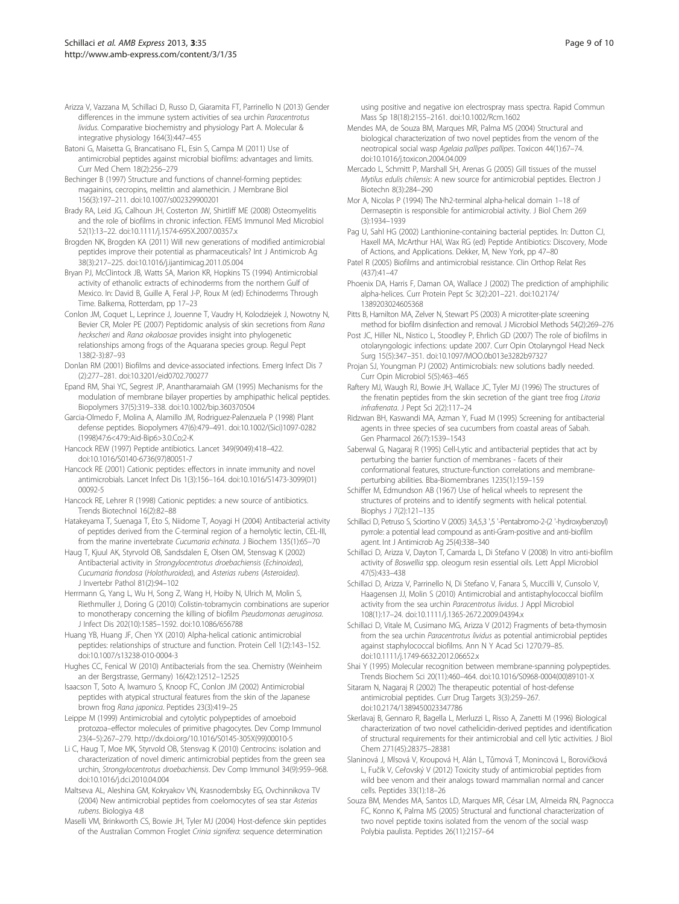Arizza V, Vazzana M, Schillaci D, Russo D, Giaramita FT, Parrinello N (2013) Gender differences in the immune system activities of sea urchin *Paracentrotus lividus*. Comparative biochemistry and physiology Part A. Molecular & integrative physiology 164(3):447–455

Batoni G, Maisetta G, Brancatisano FL, Esin S, Campa M (2011) Use of antimicrobial peptides against microbial biofilms: advantages and limits. Curr Med Chem 18(2):256–279

Bechinger B (1997) Structure and functions of channel-forming peptides: magainins, cecropins, melittin and alamethicin. J Membrane Biol 156(3):197–211. doi:10.1007/s002329900201

Brady RA, Leid JG, Calhoun JH, Costerton JW, Shirtliff ME (2008) Osteomyelitis and the role of biofilms in chronic infection. FEMS Immunol Med Microbiol 52(1):13–22. doi:10.1111/j.1574-695X.2007.00357.x

Brogden NK, Brogden KA (2011) Will new generations of modified antimicrobial peptides improve their potential as pharmaceuticals? Int J Antimicrob Ag 38(3):217–225. doi:10.1016/j.ijantimicag.2011.05.004

Bryan PJ, McClintock JB, Watts SA, Marion KR, Hopkins TS (1994) Antimicrobial activity of ethanolic extracts of echinoderms from the northern Gulf of Mexico. In: David B, Guille A, Feral J-P, Roux M (ed) Echinoderms Through Time. Balkema, Rotterdam, pp 17–23

Conlon JM, Coquet L, Leprince J, Jouenne T, Vaudry H, Kolodziejek J, Nowotny N, Bevier CR, Moler PE (2007) Peptidomic analysis of skin secretions from *Rana heckscheri* and *Rana okaloosae* provides insight into phylogenetic relationships among frogs of the Aquarana species group. Regul Pept 138(2-3):87–93

Donlan RM (2001) Biofilms and device-associated infections. Emerg Infect Dis 7 (2):277–281. doi:10.3201/eid0702.700277

Epand RM, Shai YC, Segrest JP, Anantharamaiah GM (1995) Mechanisms for the modulation of membrane bilayer properties by amphipathic helical peptides. Biopolymers 37(5):319–338. doi:10.1002/bip.360370504

Garcia-Olmedo F, Molina A, Alamillo JM, Rodriguez-Palenzuela P (1998) Plant defense peptides. Biopolymers 47(6):479–491. doi:10.1002/(Sici)1097-0282 (1998)47:6<479::Aid-Bip6>3.0.Co;2-K

Hancock REW (1997) Peptide antibiotics. Lancet 349(9049):418–422. doi:10.1016/S0140-6736(97)80051-7

Hancock RE (2001) Cationic peptides: effectors in innate immunity and novel antimicrobials. Lancet Infect Dis 1(3):156–164. doi:10.1016/S1473-3099(01) 00092-5

Hancock RE, Lehrer R (1998) Cationic peptides: a new source of antibiotics. Trends Biotechnol 16(2):82–88

Hatakeyama T, Suenaga T, Eto S, Niidome T, Aoyagi H (2004) Antibacterial activity of peptides derived from the C-terminal region of a hemolytic lectin, CEL-III, from the marine invertebrate *Cucumaria echinata*. J Biochem 135(1):65–70

Haug T, Kjuul AK, Styrvold OB, Sandsdalen E, Olsen OM, Stensvag K (2002) Antibacterial activity in *Strongylocentrotus droebachiensis* (*Echinoidea*), *Cucumaria frondosa* (*Holothuroidea*), and *Asterias rubens* (*Asteroidea*). J Invertebr Pathol 81(2):94–102

Herrmann G, Yang L, Wu H, Song Z, Wang H, Hoiby N, Ulrich M, Molin S, Riethmuller J, Doring G (2010) Colistin-tobramycin combinations are superior to monotherapy concerning the killing of biofilm *Pseudomonas aeruginosa*. J Infect Dis 202(10):1585–1592. doi:10.1086/656788

Huang YB, Huang JF, Chen YX (2010) Alpha-helical cationic antimicrobial peptides: relationships of structure and function. Protein Cell 1(2):143–152. doi:10.1007/s13238-010-0004-3

Hughes CC, Fenical W (2010) Antibacterials from the sea. Chemistry (Weinheim an der Bergstrasse, Germany) 16(42):12512–12525

Isaacson T, Soto A, Iwamuro S, Knoop FC, Conlon JM (2002) Antimicrobial peptides with atypical structural features from the skin of the Japanese brown frog *Rana japonica*. Peptides 23(3):419–25

Leippe M (1999) Antimicrobial and cytolytic polypeptides of amoeboid protozoa–effector molecules of primitive phagocytes. Dev Comp Immunol 23(4–5):267–279. http://dx.doi.org/10.1016/S0145-305X(99)00010-5

Li C, Haug T, Moe MK, Styrvold OB, Stensvag K (2010) Centrocins: isolation and characterization of novel dimeric antimicrobial peptides from the green sea urchin, *Strongylocentrotus droebachiensis*. Dev Comp Immunol 34(9):959–968. doi:10.1016/j.dci.2010.04.004

Maltseva AL, Aleshina GM, Kokryakov VN, Krasnodembsky EG, Ovchinnikova TV (2004) New antimicrobial peptides from coelomocytes of sea star *Asterias rubens*. Biologiya 4:8

Maselli VM, Brinkworth CS, Bowie JH, Tyler MJ (2004) Host-defence skin peptides of the Australian Common Froglet *Crinia signifera*: sequence determination using positive and negative ion electrospray mass spectra. Rapid Commun Mass Sp 18(18):2155–2161. doi:10.1002/Rcm.1602

Mendes MA, de Souza BM, Marques MR, Palma MS (2004) Structural and biological characterization of two novel peptides from the venom of the neotropical social wasp *Agelaia pallipes pallipes*. Toxicon 44(1):67–74. doi:10.1016/j.toxicon.2004.04.009

Mercado L, Schmitt P, Marshall SH, Arenas G (2005) Gill tissues of the mussel *Mytilus edulis chilensis*: A new source for antimicrobial peptides. Electron J Biotechn 8(3):284–290

Mor A, Nicolas P (1994) The Nh2-terminal alpha-helical domain 1–18 of Dermaseptin is responsible for antimicrobial activity. J Biol Chem 269 (3):1934–1939

Pag U, Sahl HG (2002) Lanthionine-containing bacterial peptides. In: Dutton CJ, Haxell MA, McArthur HAI, Wax RG (ed) Peptide Antibiotics: Discovery, Mode of Actions, and Applications. Dekker, M, New York, pp 47–80

Patel R (2005) Biofilms and antimicrobial resistance. Clin Orthop Relat Res (437):41–47

Phoenix DA, Harris F, Daman OA, Wallace J (2002) The prediction of amphiphilic alpha-helices. Curr Protein Pept Sc 3(2):201–221. doi:10.2174/ 1389203024605368

Pitts B, Hamilton MA, Zelver N, Stewart PS (2003) A microtiter-plate screening method for biofilm disinfection and removal. J Microbiol Methods 54(2):269–276

Post JC, Hiller NL, Nistico L, Stoodley P, Ehrlich GD (2007) The role of biofilms in otolaryngologic infections: update 2007. Curr Opin Otolaryngol Head Neck Surg 15(5):347–351. doi:10.1097/MOO.0b013e3282b97327

Projan SJ, Youngman PJ (2002) Antimicrobials: new solutions badly needed. Curr Opin Microbiol 5(5):463–465

Raftery MJ, Waugh RJ, Bowie JH, Wallace JC, Tyler MJ (1996) The structures of the frenatin peptides from the skin secretion of the giant tree frog *Litoria infrafrenata*. J Pept Sci 2(2):117–24

Ridzwan BH, Kaswandi MA, Azman Y, Fuad M (1995) Screening for antibacterial agents in three species of sea cucumbers from coastal areas of Sabah. Gen Pharmacol 26(7):1539–1543

Saberwal G, Nagaraj R (1995) Cell-Lytic and antibacterial peptides that act by perturbing the barrier function of membranes - facets of their conformational features, structure-function correlations and membrane-perturbing abilities. Bba-Biomembranes 1235(1):159–159

Schiffer M, Edmundson AB (1967) Use of helical wheels to represent the structures of proteins and to identify segments with helical potential. Biophys J 7(2):121–135

Schillaci D, Petruso S, Sciortino V (2005) 3,4,5,3 ',5 '-Pentabromo-2-(2 '-hydroxybenzoyl) pyrrole: a potential lead compound as anti-Gram-positive and anti-biofilm agent. Int J Antimicrob Ag 25(4):338–340

Schillaci D, Arizza V, Dayton T, Camarda L, Di Stefano V (2008) In vitro anti-biofilm activity of *Boswellia* spp. oleogum resin essential oils. Lett Appl Microbiol 47(5):433–438

Schillaci D, Arizza V, Parrinello N, Di Stefano V, Fanara S, Muccilli V, Cunsolo V, Haagensen JJ, Molin S (2010) Antimicrobial and antistaphylococcal biofilm activity from the sea urchin *Paracentrotus lividus*. J Appl Microbiol 108(1):17–24. doi:10.1111/j.1365-2672.2009.04394.x

Schillaci D, Vitale M, Cusimano MG, Arizza V (2012) Fragments of beta-thymosin from the sea urchin *Paracentrotus lividus* as potential antimicrobial peptides against staphylococcal biofilms. Ann N Y Acad Sci 1270:79–85. doi:10.1111/j.1749-6632.2012.06652.x

Shai Y (1995) Molecular recognition between membrane-spanning polypeptides. Trends Biochem Sci 20(11):460–464. doi:10.1016/S0968-0004(00)89101-X

Sitaram N, Nagaraj R (2002) The therapeutic potential of host-defense antimicrobial peptides. Curr Drug Targets 3(3):259–267. doi:10.2174/1389450023347786

Skerlavaj B, Gennaro R, Bagella L, Merluzzi L, Risso A, Zanetti M (1996) Biological characterization of two novel cathelicidin-derived peptides and identification of structural requirements for their antimicrobial and cell lytic activities. J Biol Chem 271(45):28375–28381

Slaninová J, Mlsová V, Kroupová H, Alán L, Tůmová T, Monincová L, Borovičková L, Fučík V, Čeřovský V (2012) Toxicity study of antimicrobial peptides from wild bee venom and their analogs toward mammalian normal and cancer cells. Peptides 33(1):18–26

Souza BM, Mendes MA, Santos LD, Marques MR, César LM, Almeida RN, Pagnocca FC, Konno K, Palma MS (2005) Structural and functional characterization of two novel peptide toxins isolated from the venom of the social wasp Polybia paulista. Peptides 26(11):2157–64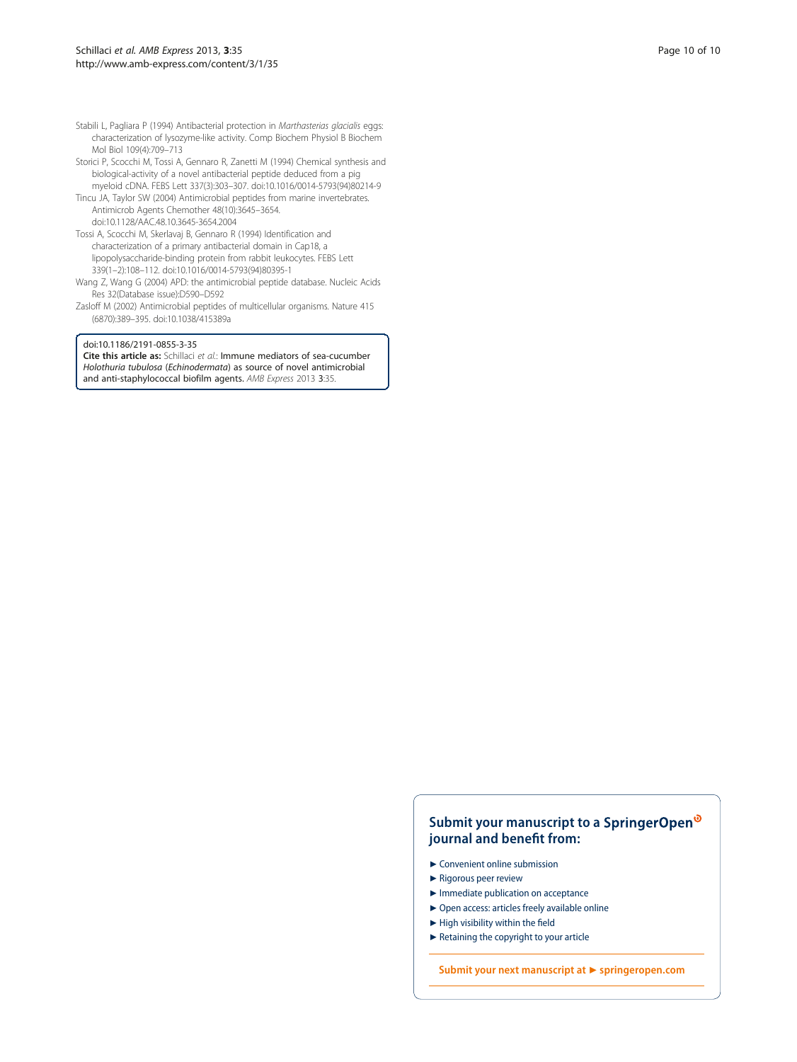Stabili L, Pagliara P (1994) Antibacterial protection in *Marthasterias glacialis* eggs: characterization of lysozyme-like activity. Comp Biochem Physiol B Biochem Mol Biol 109(4):709–713

Storici P, Scocchi M, Tossi A, Gennaro R, Zanetti M (1994) Chemical synthesis and biological-activity of a novel antibacterial peptide deduced from a pig myeloid cDNA. FEBS Lett 337(3):303–307. doi:10.1016/0014-5793(94)80214-9

Tincu JA, Taylor SW (2004) Antimicrobial peptides from marine invertebrates. Antimicrob Agents Chemother 48(10):3645–3654. doi:10.1128/AAC.48.10.3645-3654.2004

Tossi A, Scocchi M, Skerlavaj B, Gennaro R (1994) Identification and characterization of a primary antibacterial domain in Cap18, a lipopolysaccharide-binding protein from rabbit leukocytes. FEBS Lett 339(1–2):108–112. doi:10.1016/0014-5793(94)80395-1

Wang Z, Wang G (2004) APD: the antimicrobial peptide database. Nucleic Acids Res 32(Database issue):D590–D592

Zasloff M (2002) Antimicrobial peptides of multicellular organisms. Nature 415 (6870):389–395. doi:10.1038/415389a

doi:10.1186/2191-0855-3-35

**Cite this article as:** Schillaci *et al.*: Immune mediators of sea-cucumber *Holothuria tubulosa* (*Echinodermata*) as source of novel antimicrobial and anti-staphylococcal biofilm agents. *AMB Express* 2013 **3**:35.

**Submit your manuscript to a SpringerOpen journal and benefit from:**

- ► Convenient online submission
- ► Rigorous peer review
- ► Immediate publication on acceptance
- ► Open access: articles freely available online
- ► High visibility within the field
- ► Retaining the copyright to your article

**Submit your next manuscript at ► springeropen.com**